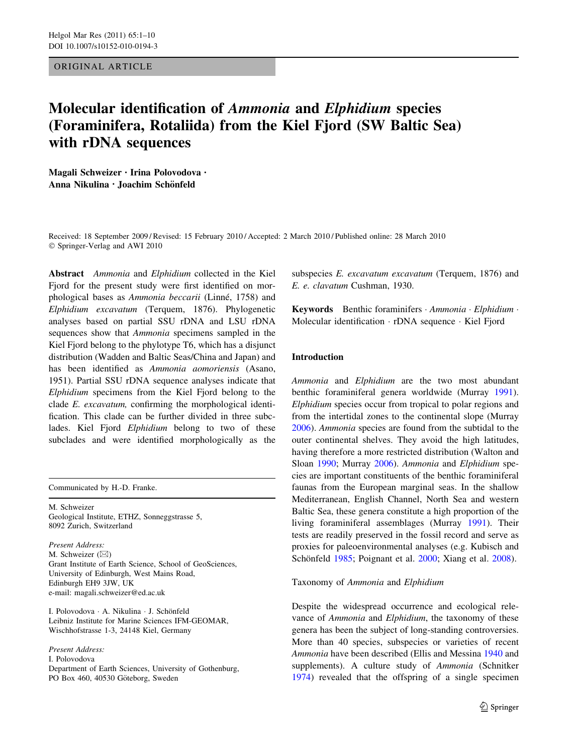ORIGINAL ARTICLE

# Molecular identification of *Ammonia* and *Elphidium* species (Foraminifera, Rotaliida) from the Kiel Fjord (SW Baltic Sea) with rDNA sequences

**Magali Schweizer · Irina Polovodova · Anna Nikulina · Joachim Schönfeld**

Received: 18 September 2009 / Revised: 15 February 2010 / Accepted: 2 March 2010 / Published online: 28 March 2010
© Springer-Verlag and AWI 2010

**Abstract** *Ammonia* and *Elphidium* collected in the Kiel Fjord for the present study were first identified on morphological bases as *Ammonia beccarii* (Linné, 1758) and *Elphidium excavatum* (Terquem, 1876). Phylogenetic analyses based on partial SSU rDNA and LSU rDNA sequences show that *Ammonia* specimens sampled in the Kiel Fjord belong to the phylotype T6, which has a disjunct distribution (Wadden and Baltic Seas/China and Japan) and has been identified as *Ammonia aomoriensis* (Asano, 1951). Partial SSU rDNA sequence analyses indicate that *Elphidium* specimens from the Kiel Fjord belong to the clade *E. excavatum,* confirming the morphological identification. This clade can be further divided in three subclades. Kiel Fjord *Elphidium* belong to two of these subclades and were identified morphologically as the subspecies *E. excavatum excavatum* (Terquem, 1876) and *E. e. clavatum* Cushman, 1930.

**Keywords** Benthic foraminifers · *Ammonia* · *Elphidium* · Molecular identification · rDNA sequence · Kiel Fjord

Communicated by H.-D. Franke.

M. Schweizer
Geological Institute, ETHZ, Sonneggstrasse 5,
8092 Zurich, Switzerland

*Present Address:*
M. Schweizer (✉)
Grant Institute of Earth Science, School of GeoSciences,
University of Edinburgh, West Mains Road,
Edinburgh EH9 3JW, UK
e-mail: magali.schweizer@ed.ac.uk

I. Polovodova · A. Nikulina · J. Schönfeld
Leibniz Institute for Marine Sciences IFM-GEOMAR,
Wischhofstrasse 1-3, 24148 Kiel, Germany

*Present Address:*
I. Polovodova
Department of Earth Sciences, University of Gothenburg,
PO Box 460, 40530 Göteborg, Sweden

## Introduction

*Ammonia* and *Elphidium* are the two most abundant benthic foraminiferal genera worldwide (Murray 1991). *Elphidium* species occur from tropical to polar regions and from the intertidal zones to the continental slope (Murray 2006). *Ammonia* species are found from the subtidal to the outer continental shelves. They avoid the high latitudes, having therefore a more restricted distribution (Walton and Sloan 1990; Murray 2006). *Ammonia* and *Elphidium* species are important constituents of the benthic foraminiferal faunas from the European marginal seas. In the shallow Mediterranean, English Channel, North Sea and western Baltic Sea, these genera constitute a high proportion of the living foraminiferal assemblages (Murray 1991). Their tests are readily preserved in the fossil record and serve as proxies for paleoenvironmental analyses (e.g. Kubisch and Schönfeld 1985; Poignant et al. 2000; Xiang et al. 2008).

### Taxonomy of *Ammonia* and *Elphidium*

Despite the widespread occurrence and ecological relevance of *Ammonia* and *Elphidium*, the taxonomy of these genera has been the subject of long-standing controversies. More than 40 species, subspecies or varieties of recent *Ammonia* have been described (Ellis and Messina 1940 and supplements). A culture study of *Ammonia* (Schnitker 1974) revealed that the offspring of a single specimen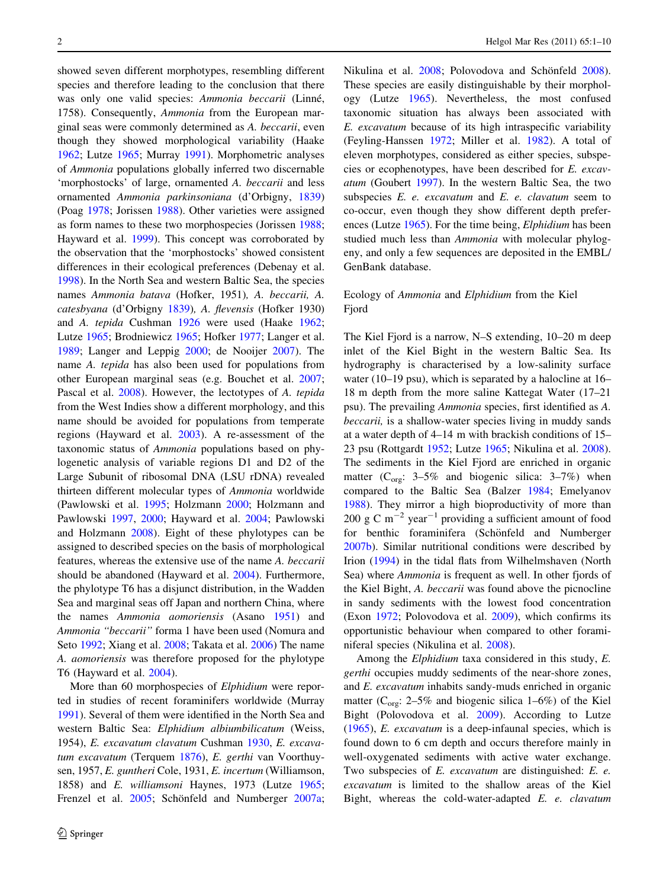showed seven different morphotypes, resembling different species and therefore leading to the conclusion that there was only one valid species: *Ammonia beccarii* (Linné, 1758). Consequently, *Ammonia* from the European marginal seas were commonly determined as *A. beccarii*, even though they showed morphological variability (Haake 1962; Lutze 1965; Murray 1991). Morphometric analyses of *Ammonia* populations globally inferred two discernable 'morphostocks' of large, ornamented *A. beccarii* and less ornamented *Ammonia parkinsoniana* (d'Orbigny, 1839) (Poag 1978; Jorissen 1988). Other varieties were assigned as form names to these two morphospecies (Jorissen 1988; Hayward et al. 1999). This concept was corroborated by the observation that the 'morphostocks' showed consistent differences in their ecological preferences (Debenay et al. 1998). In the North Sea and western Baltic Sea, the species names *Ammonia batava* (Hofker, 1951), *A. beccarii, A. catesbyana* (d'Orbigny 1839), *A. flevensis* (Hofker 1930) and *A. tepida* Cushman 1926 were used (Haake 1962; Lutze 1965; Brodniewicz 1965; Hofker 1977; Langer et al. 1989; Langer and Leppig 2000; de Nooijer 2007). The name *A. tepida* has also been used for populations from other European marginal seas (e.g. Bouchet et al. 2007; Pascal et al. 2008). However, the lectotypes of *A. tepida* from the West Indies show a different morphology, and this name should be avoided for populations from temperate regions (Hayward et al. 2003). A re-assessment of the taxonomic status of *Ammonia* populations based on phylogenetic analysis of variable regions D1 and D2 of the Large Subunit of ribosomal DNA (LSU rDNA) revealed thirteen different molecular types of *Ammonia* worldwide (Pawlowski et al. 1995; Holzmann 2000; Holzmann and Pawlowski 1997, 2000; Hayward et al. 2004; Pawlowski and Holzmann 2008). Eight of these phylotypes can be assigned to described species on the basis of morphological features, whereas the extensive use of the name *A. beccarii* should be abandoned (Hayward et al. 2004). Furthermore, the phylotype T6 has a disjunct distribution, in the Wadden Sea and marginal seas off Japan and northern China, where the names *Ammonia aomoriensis* (Asano 1951) and *Ammonia "beccarii"* forma 1 have been used (Nomura and Seto 1992; Xiang et al. 2008; Takata et al. 2006) The name *A. aomoriensis* was therefore proposed for the phylotype T6 (Hayward et al. 2004).

More than 60 morphospecies of *Elphidium* were reported in studies of recent foraminifers worldwide (Murray 1991). Several of them were identified in the North Sea and western Baltic Sea: *Elphidium albiumbilicatum* (Weiss, 1954), *E. excavatum clavatum* Cushman 1930, *E. excavatum excavatum* (Terquem 1876), *E. gerthi* van Voorthuysen, 1957, *E. guntheri* Cole, 1931, *E. incertum* (Williamson, 1858) and *E. williamsoni* Haynes, 1973 (Lutze 1965; Frenzel et al. 2005; Schönfeld and Numberger 2007a; Nikulina et al. 2008; Polovodova and Schönfeld 2008). These species are easily distinguishable by their morphology (Lutze 1965). Nevertheless, the most confused taxonomic situation has always been associated with *E. excavatum* because of its high intraspecific variability (Feyling-Hanssen 1972; Miller et al. 1982). A total of eleven morphotypes, considered as either species, subspecies or ecophenotypes, have been described for *E. excavatum* (Goubert 1997). In the western Baltic Sea, the two subspecies *E. e. excavatum* and *E. e. clavatum* seem to co-occur, even though they show different depth preferences (Lutze 1965). For the time being, *Elphidium* has been studied much less than *Ammonia* with molecular phylogeny, and only a few sequences are deposited in the EMBL/GenBank database.

## Ecology of *Ammonia* and *Elphidium* from the Kiel Fjord

The Kiel Fjord is a narrow, N–S extending, 10–20 m deep inlet of the Kiel Bight in the western Baltic Sea. Its hydrography is characterised by a low-salinity surface water (10–19 psu), which is separated by a halocline at 16–18 m depth from the more saline Kattegat Water (17–21 psu). The prevailing *Ammonia* species, first identified as *A. beccarii,* is a shallow-water species living in muddy sands at a water depth of 4–14 m with brackish conditions of 15–23 psu (Rottgardt 1952; Lutze 1965; Nikulina et al. 2008). The sediments in the Kiel Fjord are enriched in organic matter ($C_{org}$: 3–5% and biogenic silica: 3–7%) when compared to the Baltic Sea (Balzer 1984; Emelyanov 1988). They mirror a high bioproductivity of more than 200 g C $m^{-2}$ $year^{-1}$ providing a sufficient amount of food for benthic foraminifera (Schönfeld and Numberger 2007b). Similar nutritional conditions were described by Irion (1994) in the tidal flats from Wilhelmshaven (North Sea) where *Ammonia* is frequent as well. In other fjords of the Kiel Bight, *A. beccarii* was found above the picnocline in sandy sediments with the lowest food concentration (Exon 1972; Polovodova et al. 2009), which confirms its opportunistic behaviour when compared to other foraminiferal species (Nikulina et al. 2008).

Among the *Elphidium* taxa considered in this study, *E. gerthi* occupies muddy sediments of the near-shore zones, and *E. excavatum* inhabits sandy-muds enriched in organic matter ($C_{org}$: 2–5% and biogenic silica 1–6%) of the Kiel Bight (Polovodova et al. 2009). According to Lutze (1965), *E. excavatum* is a deep-infaunal species, which is found down to 6 cm depth and occurs therefore mainly in well-oxygenated sediments with active water exchange. Two subspecies of *E. excavatum* are distinguished: *E. e. excavatum* is limited to the shallow areas of the Kiel Bight, whereas the cold-water-adapted *E. e. clavatum*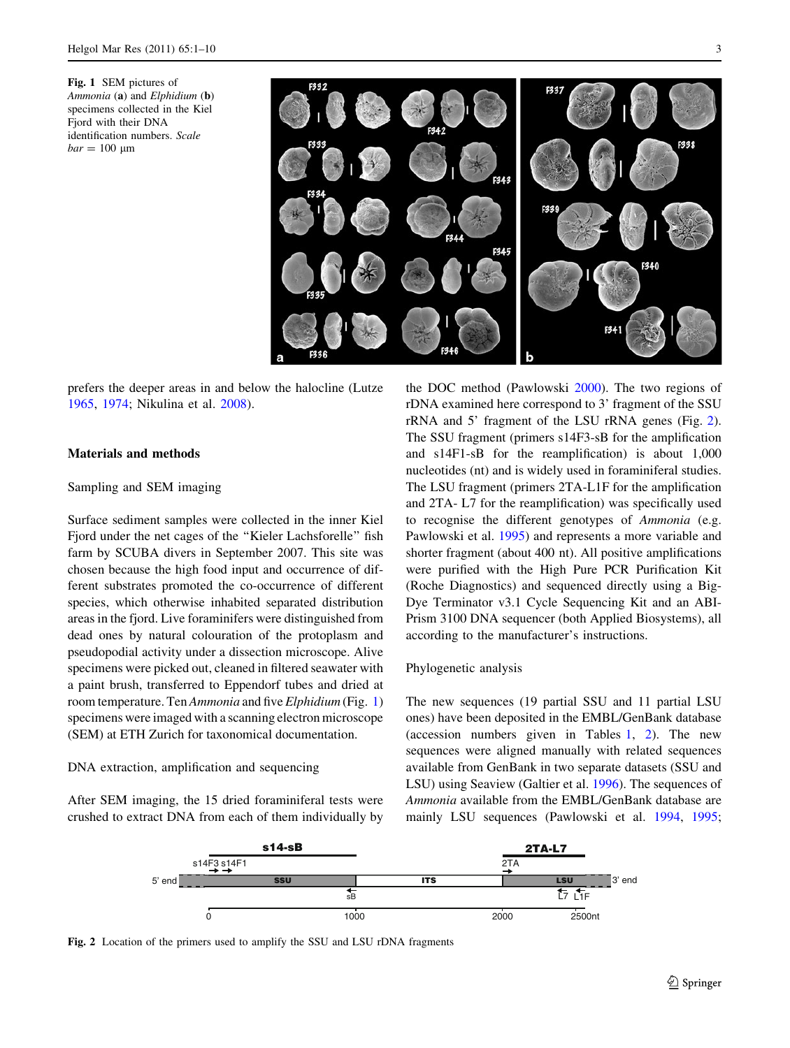Fig. 1 SEM pictures of *Ammonia* (a) and *Elphidium* (b) specimens collected in the Kiel Fjord with their DNA identification numbers. *Scale bar* = 100 μm

prefers the deeper areas in and below the halocline (Lutze 1965, 1974; Nikulina et al. 2008).

## Materials and methods

### Sampling and SEM imaging

Surface sediment samples were collected in the inner Kiel Fjord under the net cages of the "Kieler Lachsforelle" fish farm by SCUBA divers in September 2007. This site was chosen because the high food input and occurrence of different substrates promoted the co-occurrence of different species, which otherwise inhabited separated distribution areas in the fjord. Live foraminifers were distinguished from dead ones by natural colouration of the protoplasm and pseudopodial activity under a dissection microscope. Alive specimens were picked out, cleaned in filtered seawater with a paint brush, transferred to Eppendorf tubes and dried at room temperature. Ten *Ammonia* and five *Elphidium* (Fig. 1) specimens were imaged with a scanning electron microscope (SEM) at ETH Zurich for taxonomical documentation.

### DNA extraction, amplification and sequencing

After SEM imaging, the 15 dried foraminiferal tests were crushed to extract DNA from each of them individually by the DOC method (Pawlowski 2000). The two regions of rDNA examined here correspond to 3' fragment of the SSU rRNA and 5' fragment of the LSU rRNA genes (Fig. 2). The SSU fragment (primers s14F3-sB for the amplification and s14F1-sB for the reamplification) is about 1,000 nucleotides (nt) and is widely used in foraminiferal studies. The LSU fragment (primers 2TA-L1F for the amplification and 2TA- L7 for the reamplification) was specifically used to recognise the different genotypes of *Ammonia* (e.g. Pawlowski et al. 1995) and represents a more variable and shorter fragment (about 400 nt). All positive amplifications were purified with the High Pure PCR Purification Kit (Roche Diagnostics) and sequenced directly using a BigDye Terminator v3.1 Cycle Sequencing Kit and an ABI-Prism 3100 DNA sequencer (both Applied Biosystems), all according to the manufacturer's instructions.

### Phylogenetic analysis

The new sequences (19 partial SSU and 11 partial LSU ones) have been deposited in the EMBL/GenBank database (accession numbers given in Tables 1, 2). The new sequences were aligned manually with related sequences available from GenBank in two separate datasets (SSU and LSU) using Seaview (Galtier et al. 1996). The sequences of *Ammonia* available from the EMBL/GenBank database are mainly LSU sequences (Pawlowski et al. 1994, 1995;

Fig. 2 Location of the primers used to amplify the SSU and LSU rDNA fragments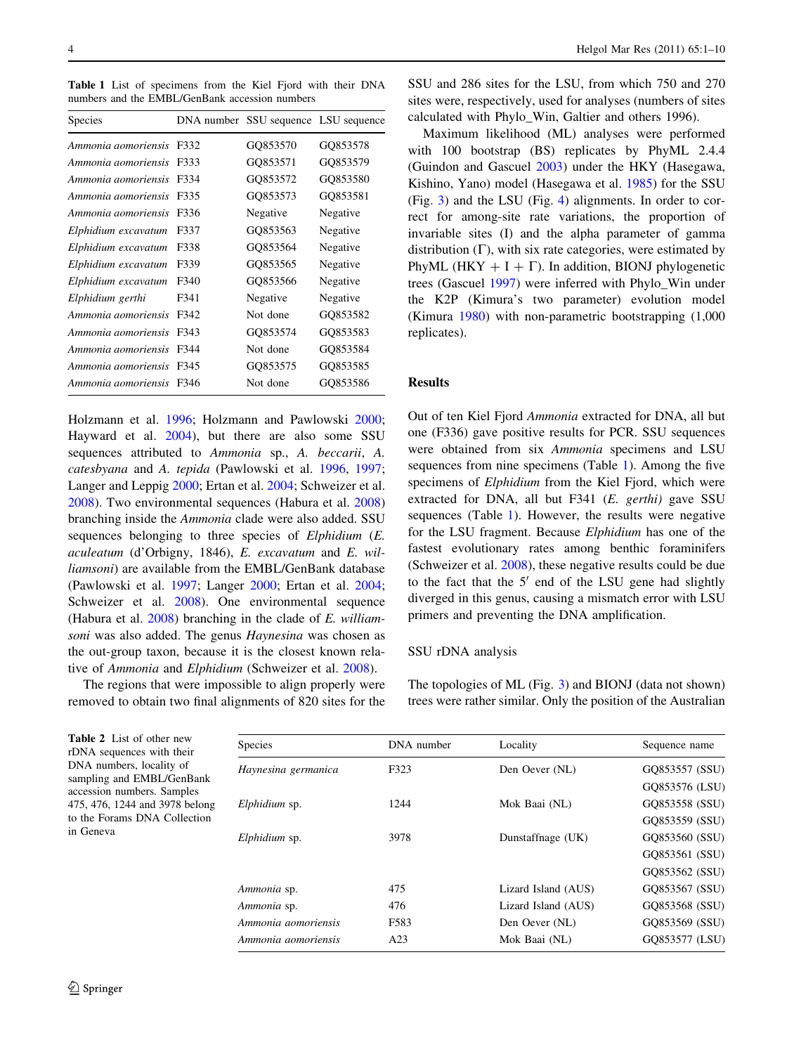**Table 1** List of specimens from the Kiel Fjord with their DNA numbers and the EMBL/GenBank accession numbers

| Species | DNA number | SSU sequence | LSU sequence |
|---|---|---|---|
| *Ammonia aomoriensis* | F332 | GQ853570 | GQ853578 |
| *Ammonia aomoriensis* | F333 | GQ853571 | GQ853579 |
| *Ammonia aomoriensis* | F334 | GQ853572 | GQ853580 |
| *Ammonia aomoriensis* | F335 | GQ853573 | GQ853581 |
| *Ammonia aomoriensis* | F336 | Negative | Negative |
| *Elphidium excavatum* | F337 | GQ853563 | Negative |
| *Elphidium excavatum* | F338 | GQ853564 | Negative |
| *Elphidium excavatum* | F339 | GQ853565 | Negative |
| *Elphidium excavatum* | F340 | GQ853566 | Negative |
| *Elphidium gerthi* | F341 | Negative | Negative |
| *Ammonia aomoriensis* | F342 | Not done | GQ853582 |
| *Ammonia aomoriensis* | F343 | GQ853574 | GQ853583 |
| *Ammonia aomoriensis* | F344 | Not done | GQ853584 |
| *Ammonia aomoriensis* | F345 | GQ853575 | GQ853585 |
| *Ammonia aomoriensis* | F346 | Not done | GQ853586 |

Holzmann et al. 1996; Holzmann and Pawlowski 2000; Hayward et al. 2004), but there are also some SSU sequences attributed to *Ammonia* sp., *A. beccarii*, *A. catesbyana* and *A. tepida* (Pawlowski et al. 1996, 1997; Langer and Leppig 2000; Ertan et al. 2004; Schweizer et al. 2008). Two environmental sequences (Habura et al. 2008) branching inside the *Ammonia* clade were also added. SSU sequences belonging to three species of *Elphidium* (*E. aculeatum* (d'Orbigny, 1846), *E. excavatum* and *E. williamsoni*) are available from the EMBL/GenBank database (Pawlowski et al. 1997; Langer 2000; Ertan et al. 2004; Schweizer et al. 2008). One environmental sequence (Habura et al. 2008) branching in the clade of *E. williamsoni* was also added. The genus *Haynesina* was chosen as the out-group taxon, because it is the closest known relative of *Ammonia* and *Elphidium* (Schweizer et al. 2008).

The regions that were impossible to align properly were removed to obtain two final alignments of 820 sites for the SSU and 286 sites for the LSU, from which 750 and 270 sites were, respectively, used for analyses (numbers of sites calculated with Phylo_Win, Galtier and others 1996).

Maximum likelihood (ML) analyses were performed with 100 bootstrap (BS) replicates by PhyML 2.4.4 (Guindon and Gascuel 2003) under the HKY (Hasegawa, Kishino, Yano) model (Hasegawa et al. 1985) for the SSU (Fig. 3) and the LSU (Fig. 4) alignments. In order to correct for among-site rate variations, the proportion of invariable sites (I) and the alpha parameter of gamma distribution ($\Gamma$), with six rate categories, were estimated by PhyML (HKY + I + $\Gamma$). In addition, BIONJ phylogenetic trees (Gascuel 1997) were inferred with Phylo_Win under the K2P (Kimura's two parameter) evolution model (Kimura 1980) with non-parametric bootstrapping (1,000 replicates).

## Results

Out of ten Kiel Fjord *Ammonia* extracted for DNA, all but one (F336) gave positive results for PCR. SSU sequences were obtained from six *Ammonia* specimens and LSU sequences from nine specimens (Table 1). Among the five specimens of *Elphidium* from the Kiel Fjord, which were extracted for DNA, all but F341 (*E. gerthi)* gave SSU sequences (Table 1). However, the results were negative for the LSU fragment. Because *Elphidium* has one of the fastest evolutionary rates among benthic foraminifers (Schweizer et al. 2008), these negative results could be due to the fact that the 5′ end of the LSU gene had slightly diverged in this genus, causing a mismatch error with LSU primers and preventing the DNA amplification.

### SSU rDNA analysis

The topologies of ML (Fig. 3) and BIONJ (data not shown) trees were rather similar. Only the position of the Australian

**Table 2** List of other new rDNA sequences with their DNA numbers, locality of sampling and EMBL/GenBank accession numbers. Samples 475, 476, 1244 and 3978 belong to the Forams DNA Collection in Geneva

| Species | DNA number | Locality | Sequence name |
|---|---|---|---|
| *Haynesina germanica* | F323 | Den Oever (NL) | GQ853557 (SSU) |
| | | | GQ853576 (LSU) |
| *Elphidium* sp. | 1244 | Mok Baai (NL) | GQ853558 (SSU) |
| | | | GQ853559 (SSU) |
| *Elphidium* sp. | 3978 | Dunstaffnage (UK) | GQ853560 (SSU) |
| | | | GQ853561 (SSU) |
| | | | GQ853562 (SSU) |
| *Ammonia* sp. | 475 | Lizard Island (AUS) | GQ853567 (SSU) |
| *Ammonia* sp. | 476 | Lizard Island (AUS) | GQ853568 (SSU) |
| *Ammonia aomoriensis* | F583 | Den Oever (NL) | GQ853569 (SSU) |
| *Ammonia aomoriensis* | A23 | Mok Baai (NL) | GQ853577 (LSU) |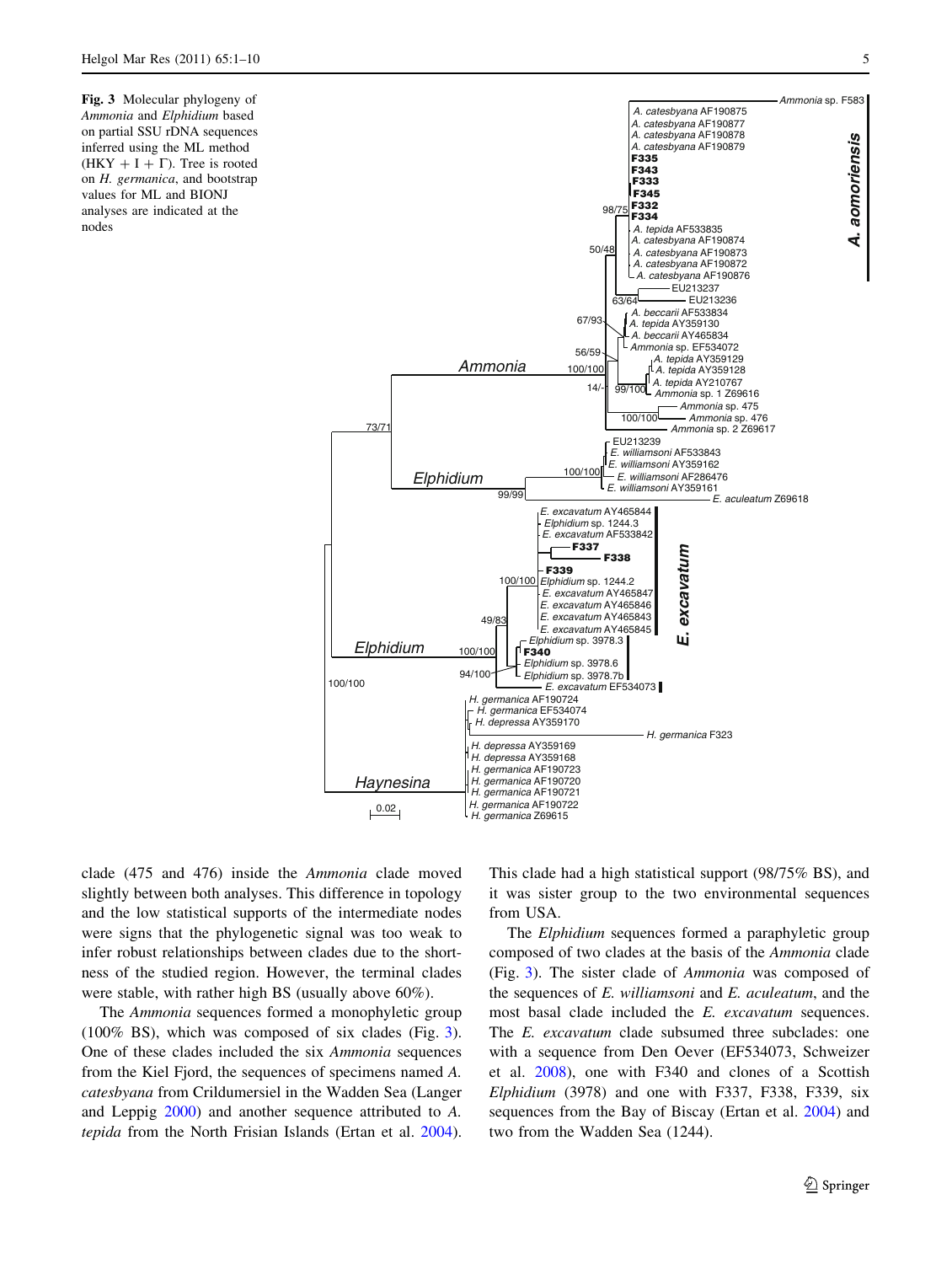**Fig. 3** Molecular phylogeny of *Ammonia* and *Elphidium* based on partial SSU rDNA sequences inferred using the ML method (HKY + I + Γ). Tree is rooted on *H. germanica*, and bootstrap values for ML and BIONJ analyses are indicated at the nodes

clade (475 and 476) inside the *Ammonia* clade moved slightly between both analyses. This difference in topology and the low statistical supports of the intermediate nodes were signs that the phylogenetic signal was too weak to infer robust relationships between clades due to the shortness of the studied region. However, the terminal clades were stable, with rather high BS (usually above 60%).

The *Ammonia* sequences formed a monophyletic group (100% BS), which was composed of six clades (Fig. 3). One of these clades included the six *Ammonia* sequences from the Kiel Fjord, the sequences of specimens named *A. catesbyana* from Crildumersiel in the Wadden Sea (Langer and Leppig 2000) and another sequence attributed to *A. tepida* from the North Frisian Islands (Ertan et al. 2004). This clade had a high statistical support (98/75% BS), and it was sister group to the two environmental sequences from USA.

The *Elphidium* sequences formed a paraphyletic group composed of two clades at the basis of the *Ammonia* clade (Fig. 3). The sister clade of *Ammonia* was composed of the sequences of *E. williamsoni* and *E. aculeatum*, and the most basal clade included the *E. excavatum* sequences. The *E. excavatum* clade subsumed three subclades: one with a sequence from Den Oever (EF534073, Schweizer et al. 2008), one with F340 and clones of a Scottish *Elphidium* (3978) and one with F337, F338, F339, six sequences from the Bay of Biscay (Ertan et al. 2004) and two from the Wadden Sea (1244).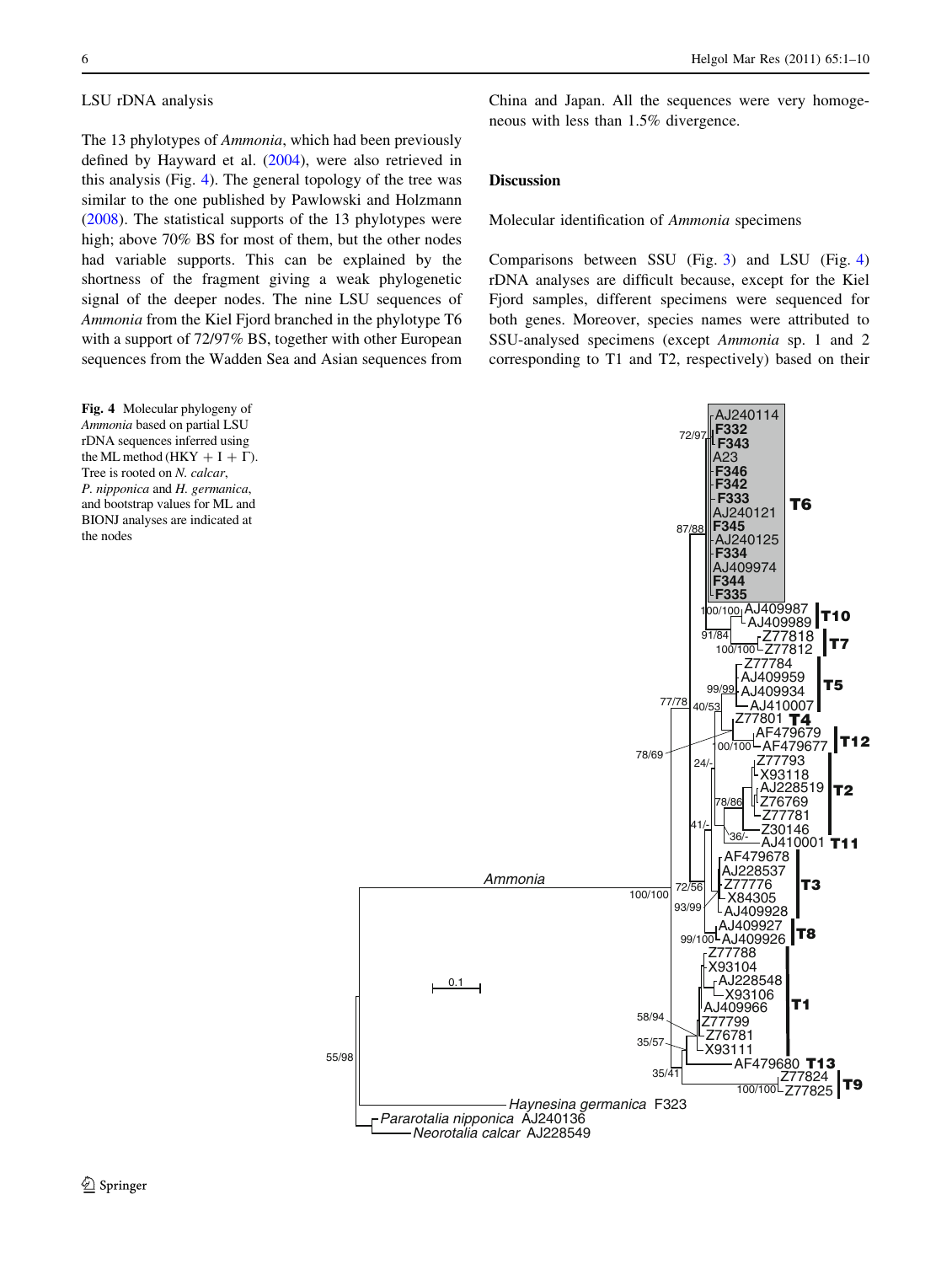LSU rDNA analysis

The 13 phylotypes of *Ammonia*, which had been previously defined by Hayward et al. (2004), were also retrieved in this analysis (Fig. 4). The general topology of the tree was similar to the one published by Pawlowski and Holzmann (2008). The statistical supports of the 13 phylotypes were high; above 70% BS for most of them, but the other nodes had variable supports. This can be explained by the shortness of the fragment giving a weak phylogenetic signal of the deeper nodes. The nine LSU sequences of *Ammonia* from the Kiel Fjord branched in the phylotype T6 with a support of 72/97% BS, together with other European sequences from the Wadden Sea and Asian sequences from China and Japan. All the sequences were very homogeneous with less than 1.5% divergence.

## Discussion

### Molecular identification of *Ammonia* specimens

Comparisons between SSU (Fig. 3) and LSU (Fig. 4) rDNA analyses are difficult because, except for the Kiel Fjord samples, different specimens were sequenced for both genes. Moreover, species names were attributed to SSU-analysed specimens (except *Ammonia* sp. 1 and 2 corresponding to T1 and T2, respectively) based on their

**Fig. 4** Molecular phylogeny of *Ammonia* based on partial LSU rDNA sequences inferred using the ML method (HKY + I + Γ). Tree is rooted on *N. calcar*, *P. nipponica* and *H. germanica*, and bootstrap values for ML and BIONJ analyses are indicated at the nodes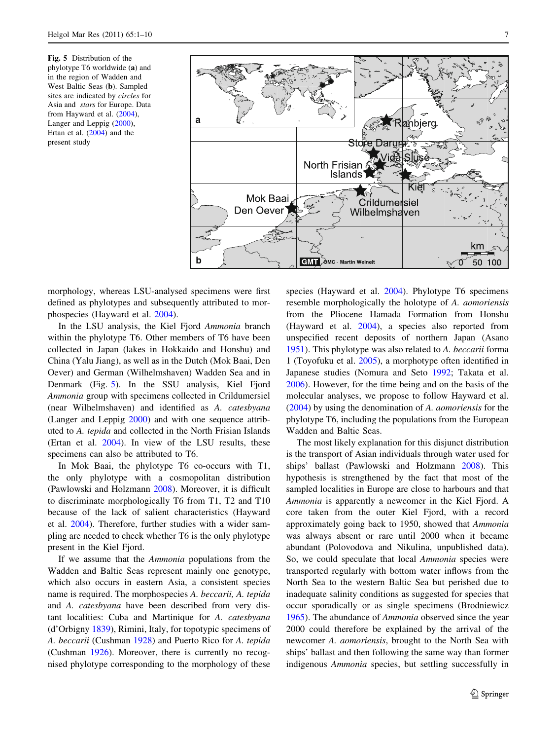**Fig. 5** Distribution of the phylotype T6 worldwide (**a**) and in the region of Wadden and West Baltic Seas (**b**). Sampled sites are indicated by *circles* for Asia and *stars* for Europe. Data from Hayward et al. (2004), Langer and Leppig (2000), Ertan et al. (2004) and the present study

morphology, whereas LSU-analysed specimens were first defined as phylotypes and subsequently attributed to morphospecies (Hayward et al. 2004).

In the LSU analysis, the Kiel Fjord *Ammonia* branch within the phylotype T6. Other members of T6 have been collected in Japan (lakes in Hokkaido and Honshu) and China (Yalu Jiang), as well as in the Dutch (Mok Baai, Den Oever) and German (Wilhelmshaven) Wadden Sea and in Denmark (Fig. 5). In the SSU analysis, Kiel Fjord *Ammonia* group with specimens collected in Crildumersiel (near Wilhelmshaven) and identified as *A. catesbyana* (Langer and Leppig 2000) and with one sequence attributed to *A. tepida* and collected in the North Frisian Islands (Ertan et al. 2004). In view of the LSU results, these specimens can also be attributed to T6.

In Mok Baai, the phylotype T6 co-occurs with T1, the only phylotype with a cosmopolitan distribution (Pawlowski and Holzmann 2008). Moreover, it is difficult to discriminate morphologically T6 from T1, T2 and T10 because of the lack of salient characteristics (Hayward et al. 2004). Therefore, further studies with a wider sampling are needed to check whether T6 is the only phylotype present in the Kiel Fjord.

If we assume that the *Ammonia* populations from the Wadden and Baltic Seas represent mainly one genotype, which also occurs in eastern Asia, a consistent species name is required. The morphospecies *A. beccarii, A. tepida* and *A. catesbyana* have been described from very distant localities: Cuba and Martinique for *A. catesbyana* (d'Orbigny 1839), Rimini, Italy, for topotypic specimens of *A. beccarii* (Cushman 1928) and Puerto Rico for *A. tepida* (Cushman 1926). Moreover, there is currently no recognised phylotype corresponding to the morphology of these species (Hayward et al. 2004). Phylotype T6 specimens resemble morphologically the holotype of *A. aomoriensis* from the Pliocene Hamada Formation from Honshu (Hayward et al. 2004), a species also reported from unspecified recent deposits of northern Japan (Asano 1951). This phylotype was also related to *A. beccarii* forma 1 (Toyofuku et al. 2005), a morphotype often identified in Japanese studies (Nomura and Seto 1992; Takata et al. 2006). However, for the time being and on the basis of the molecular analyses, we propose to follow Hayward et al. (2004) by using the denomination of *A. aomoriensis* for the phylotype T6, including the populations from the European Wadden and Baltic Seas.

The most likely explanation for this disjunct distribution is the transport of Asian individuals through water used for ships' ballast (Pawlowski and Holzmann 2008). This hypothesis is strengthened by the fact that most of the sampled localities in Europe are close to harbours and that *Ammonia* is apparently a newcomer in the Kiel Fjord. A core taken from the outer Kiel Fjord, with a record approximately going back to 1950, showed that *Ammonia* was always absent or rare until 2000 when it became abundant (Polovodova and Nikulina, unpublished data). So, we could speculate that local *Ammonia* species were transported regularly with bottom water inflows from the North Sea to the western Baltic Sea but perished due to inadequate salinity conditions as suggested for species that occur sporadically or as single specimens (Brodniewicz 1965). The abundance of *Ammonia* observed since the year 2000 could therefore be explained by the arrival of the newcomer *A. aomoriensis*, brought to the North Sea with ships' ballast and then following the same way than former indigenous *Ammonia* species, but settling successfully in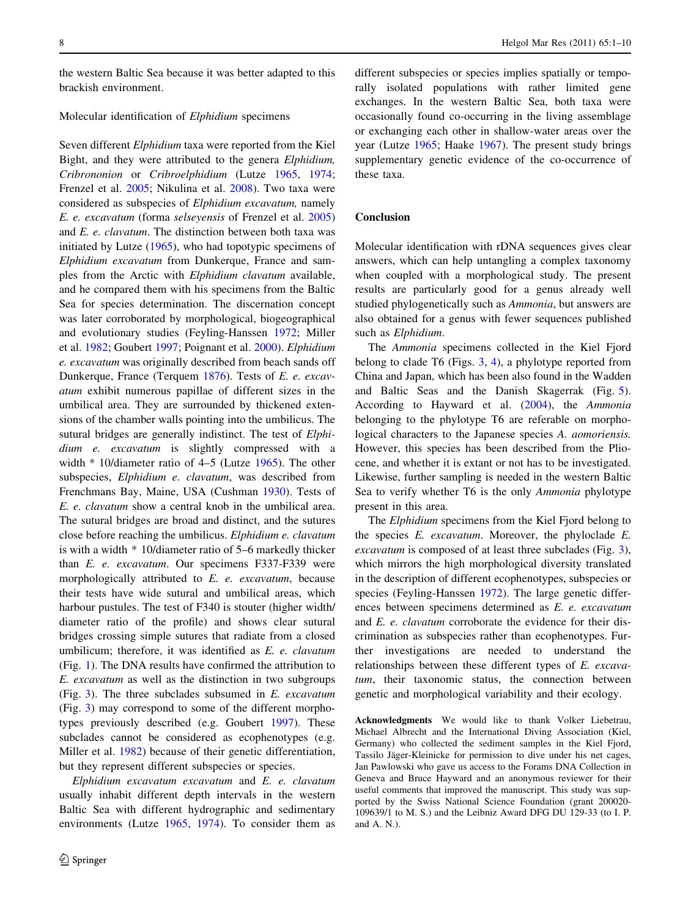the western Baltic Sea because it was better adapted to this brackish environment.

Molecular identification of *Elphidium* specimens

Seven different *Elphidium* taxa were reported from the Kiel Bight, and they were attributed to the genera *Elphidium, Cribrononion* or *Cribroelphidium* (Lutze 1965, 1974; Frenzel et al. 2005; Nikulina et al. 2008). Two taxa were considered as subspecies of *Elphidium excavatum,* namely *E. e. excavatum* (forma *selseyensis* of Frenzel et al. 2005) and *E. e. clavatum*. The distinction between both taxa was initiated by Lutze (1965), who had topotypic specimens of *Elphidium excavatum* from Dunkerque, France and samples from the Arctic with *Elphidium clavatum* available, and he compared them with his specimens from the Baltic Sea for species determination. The discernation concept was later corroborated by morphological, biogeographical and evolutionary studies (Feyling-Hanssen 1972; Miller et al. 1982; Goubert 1997; Poignant et al. 2000). *Elphidium e. excavatum* was originally described from beach sands off Dunkerque, France (Terquem 1876). Tests of *E. e. excavatum* exhibit numerous papillae of different sizes in the umbilical area. They are surrounded by thickened extensions of the chamber walls pointing into the umbilicus. The sutural bridges are generally indistinct. The test of *Elphidium e. excavatum* is slightly compressed with a width * 10/diameter ratio of 4–5 (Lutze 1965). The other subspecies, *Elphidium e. clavatum*, was described from Frenchmans Bay, Maine, USA (Cushman 1930). Tests of *E. e. clavatum* show a central knob in the umbilical area. The sutural bridges are broad and distinct, and the sutures close before reaching the umbilicus. *Elphidium e. clavatum* is with a width * 10/diameter ratio of 5–6 markedly thicker than *E. e. excavatum*. Our specimens F337-F339 were morphologically attributed to *E. e. excavatum*, because their tests have wide sutural and umbilical areas, which harbour pustules. The test of F340 is stouter (higher width/diameter ratio of the profile) and shows clear sutural bridges crossing simple sutures that radiate from a closed umbilicum; therefore, it was identified as *E. e. clavatum* (Fig. 1). The DNA results have confirmed the attribution to *E. excavatum* as well as the distinction in two subgroups (Fig. 3). The three subclades subsumed in *E. excavatum* (Fig. 3) may correspond to some of the different morphotypes previously described (e.g. Goubert 1997). These subclades cannot be considered as ecophenotypes (e.g. Miller et al. 1982) because of their genetic differentiation, but they represent different subspecies or species.

*Elphidium excavatum excavatum* and *E. e. clavatum* usually inhabit different depth intervals in the western Baltic Sea with different hydrographic and sedimentary environments (Lutze 1965, 1974). To consider them as different subspecies or species implies spatially or temporally isolated populations with rather limited gene exchanges. In the western Baltic Sea, both taxa were occasionally found co-occurring in the living assemblage or exchanging each other in shallow-water areas over the year (Lutze 1965; Haake 1967). The present study brings supplementary genetic evidence of the co-occurrence of these taxa.

## Conclusion

Molecular identification with rDNA sequences gives clear answers, which can help untangling a complex taxonomy when coupled with a morphological study. The present results are particularly good for a genus already well studied phylogenetically such as *Ammonia*, but answers are also obtained for a genus with fewer sequences published such as *Elphidium*.

The *Ammonia* specimens collected in the Kiel Fjord belong to clade T6 (Figs. 3, 4), a phylotype reported from China and Japan, which has been also found in the Wadden and Baltic Seas and the Danish Skagerrak (Fig. 5). According to Hayward et al. (2004), the *Ammonia* belonging to the phylotype T6 are referable on morphological characters to the Japanese species *A. aomoriensis.* However, this species has been described from the Pliocene, and whether it is extant or not has to be investigated. Likewise, further sampling is needed in the western Baltic Sea to verify whether T6 is the only *Ammonia* phylotype present in this area.

The *Elphidium* specimens from the Kiel Fjord belong to the species *E. excavatum*. Moreover, the phyloclade *E. excavatum* is composed of at least three subclades (Fig. 3), which mirrors the high morphological diversity translated in the description of different ecophenotypes, subspecies or species (Feyling-Hanssen 1972). The large genetic differences between specimens determined as *E. e. excavatum* and *E. e. clavatum* corroborate the evidence for their discrimination as subspecies rather than ecophenotypes. Further investigations are needed to understand the relationships between these different types of *E. excavatum*, their taxonomic status, the connection between genetic and morphological variability and their ecology.

**Acknowledgments** We would like to thank Volker Liebetrau, Michael Albrecht and the International Diving Association (Kiel, Germany) who collected the sediment samples in the Kiel Fjord, Tassilo Jäger-Kleinicke for permission to dive under his net cages, Jan Pawlowski who gave us access to the Forams DNA Collection in Geneva and Bruce Hayward and an anonymous reviewer for their useful comments that improved the manuscript. This study was supported by the Swiss National Science Foundation (grant 200020-109639/1 to M. S.) and the Leibniz Award DFG DU 129-33 (to I. P. and A. N.).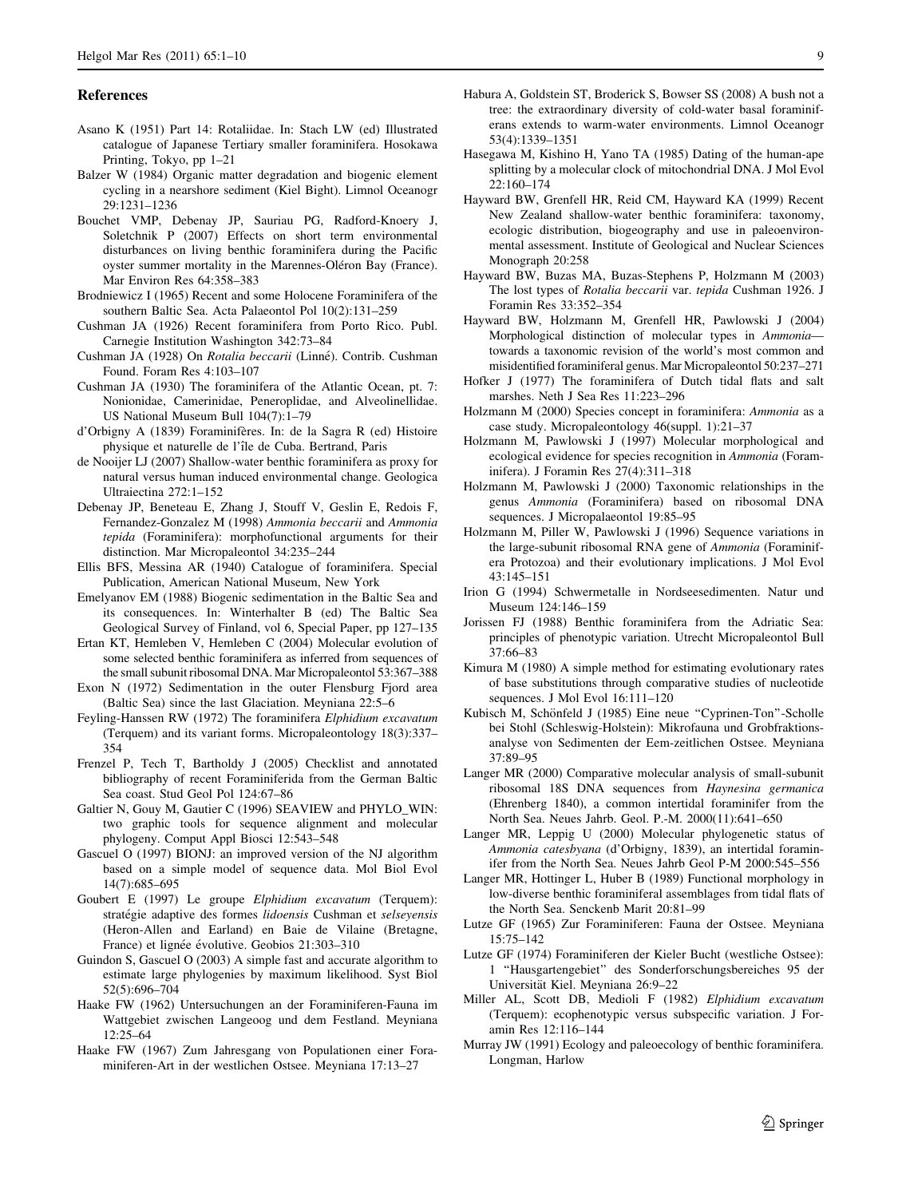## References

Asano K (1951) Part 14: Rotaliidae. In: Stach LW (ed) Illustrated catalogue of Japanese Tertiary smaller foraminifera. Hosokawa Printing, Tokyo, pp 1–21

Balzer W (1984) Organic matter degradation and biogenic element cycling in a nearshore sediment (Kiel Bight). Limnol Oceanogr 29:1231–1236

Bouchet VMP, Debenay JP, Sauriau PG, Radford-Knoery J, Soletchnik P (2007) Effects on short term environmental disturbances on living benthic foraminifera during the Pacific oyster summer mortality in the Marennes-Oléron Bay (France). Mar Environ Res 64:358–383

Brodniewicz I (1965) Recent and some Holocene Foraminifera of the southern Baltic Sea. Acta Palaeontol Pol 10(2):131–259

Cushman JA (1926) Recent foraminifera from Porto Rico. Publ. Carnegie Institution Washington 342:73–84

Cushman JA (1928) On *Rotalia beccarii* (Linné). Contrib. Cushman Found. Foram Res 4:103–107

Cushman JA (1930) The foraminifera of the Atlantic Ocean, pt. 7: Nonionidae, Camerinidae, Peneroplidae, and Alveolinellidae. US National Museum Bull 104(7):1–79

d'Orbigny A (1839) Foraminifères. In: de la Sagra R (ed) Histoire physique et naturelle de l'île de Cuba. Bertrand, Paris

de Nooijer LJ (2007) Shallow-water benthic foraminifera as proxy for natural versus human induced environmental change. Geologica Ultraiectina 272:1–152

Debenay JP, Beneteau E, Zhang J, Stouff V, Geslin E, Redois F, Fernandez-Gonzalez M (1998) *Ammonia beccarii* and *Ammonia tepida* (Foraminifera): morphofunctional arguments for their distinction. Mar Micropaleontol 34:235–244

Ellis BFS, Messina AR (1940) Catalogue of foraminifera. Special Publication, American National Museum, New York

Emelyanov EM (1988) Biogenic sedimentation in the Baltic Sea and its consequences. In: Winterhalter B (ed) The Baltic Sea Geological Survey of Finland, vol 6, Special Paper, pp 127–135

Ertan KT, Hemleben V, Hemleben C (2004) Molecular evolution of some selected benthic foraminifera as inferred from sequences of the small subunit ribosomal DNA. Mar Micropaleontol 53:367–388

Exon N (1972) Sedimentation in the outer Flensburg Fjord area (Baltic Sea) since the last Glaciation. Meyniana 22:5–6

Feyling-Hanssen RW (1972) The foraminifera *Elphidium excavatum* (Terquem) and its variant forms. Micropaleontology 18(3):337–354

Frenzel P, Tech T, Bartholdy J (2005) Checklist and annotated bibliography of recent Foraminiferida from the German Baltic Sea coast. Stud Geol Pol 124:67–86

Galtier N, Gouy M, Gautier C (1996) SEAVIEW and PHYLO_WIN: two graphic tools for sequence alignment and molecular phylogeny. Comput Appl Biosci 12:543–548

Gascuel O (1997) BIONJ: an improved version of the NJ algorithm based on a simple model of sequence data. Mol Biol Evol 14(7):685–695

Goubert E (1997) Le groupe *Elphidium excavatum* (Terquem): stratégie adaptive des formes *lidoensis* Cushman et *selseyensis* (Heron-Allen and Earland) en Baie de Vilaine (Bretagne, France) et lignée évolutive. Geobios 21:303–310

Guindon S, Gascuel O (2003) A simple fast and accurate algorithm to estimate large phylogenies by maximum likelihood. Syst Biol 52(5):696–704

Haake FW (1962) Untersuchungen an der Foraminiferen-Fauna im Wattgebiet zwischen Langeoog und dem Festland. Meyniana 12:25–64

Haake FW (1967) Zum Jahresgang von Populationen einer Foraminiferen-Art in der westlichen Ostsee. Meyniana 17:13–27

Habura A, Goldstein ST, Broderick S, Bowser SS (2008) A bush not a tree: the extraordinary diversity of cold-water basal foraminiferans extends to warm-water environments. Limnol Oceanogr 53(4):1339–1351

Hasegawa M, Kishino H, Yano TA (1985) Dating of the human-ape splitting by a molecular clock of mitochondrial DNA. J Mol Evol 22:160–174

Hayward BW, Grenfell HR, Reid CM, Hayward KA (1999) Recent New Zealand shallow-water benthic foraminifera: taxonomy, ecologic distribution, biogeography and use in paleoenvironmental assessment. Institute of Geological and Nuclear Sciences Monograph 20:258

Hayward BW, Buzas MA, Buzas-Stephens P, Holzmann M (2003) The lost types of *Rotalia beccarii* var. *tepida* Cushman 1926. J Foramin Res 33:352–354

Hayward BW, Holzmann M, Grenfell HR, Pawlowski J (2004) Morphological distinction of molecular types in *Ammonia*—towards a taxonomic revision of the world's most common and misidentified foraminiferal genus. Mar Micropaleontol 50:237–271

Hofker J (1977) The foraminifera of Dutch tidal flats and salt marshes. Neth J Sea Res 11:223–296

Holzmann M (2000) Species concept in foraminifera: *Ammonia* as a case study. Micropaleontology 46(suppl. 1):21–37

Holzmann M, Pawlowski J (1997) Molecular morphological and ecological evidence for species recognition in *Ammonia* (Foraminifera). J Foramin Res 27(4):311–318

Holzmann M, Pawlowski J (2000) Taxonomic relationships in the genus *Ammonia* (Foraminifera) based on ribosomal DNA sequences. J Micropalaeontol 19:85–95

Holzmann M, Piller W, Pawlowski J (1996) Sequence variations in the large-subunit ribosomal RNA gene of *Ammonia* (Foraminifera Protozoa) and their evolutionary implications. J Mol Evol 43:145–151

Irion G (1994) Schwermetalle in Nordseesedimenten. Natur und Museum 124:146–159

Jorissen FJ (1988) Benthic foraminifera from the Adriatic Sea: principles of phenotypic variation. Utrecht Micropaleontol Bull 37:66–83

Kimura M (1980) A simple method for estimating evolutionary rates of base substitutions through comparative studies of nucleotide sequences. J Mol Evol 16:111–120

Kubisch M, Schönfeld J (1985) Eine neue "Cyprinen-Ton"-Scholle bei Stohl (Schleswig-Holstein): Mikrofauna und Grobfraktionsanalyse von Sedimenten der Eem-zeitlichen Ostsee. Meyniana 37:89–95

Langer MR (2000) Comparative molecular analysis of small-subunit ribosomal 18S DNA sequences from *Haynesina germanica* (Ehrenberg 1840), a common intertidal foraminifer from the North Sea. Neues Jahrb. Geol. P.-M. 2000(11):641–650

Langer MR, Leppig U (2000) Molecular phylogenetic status of *Ammonia catesbyana* (d'Orbigny, 1839), an intertidal foraminifer from the North Sea. Neues Jahrb Geol P-M 2000:545–556

Langer MR, Hottinger L, Huber B (1989) Functional morphology in low-diverse benthic foraminiferal assemblages from tidal flats of the North Sea. Senckenb Marit 20:81–99

Lutze GF (1965) Zur Foraminiferen: Fauna der Ostsee. Meyniana 15:75–142

Lutze GF (1974) Foraminiferen der Kieler Bucht (westliche Ostsee): 1 "Hausgartengebiet" des Sonderforschungsbereiches 95 der Universität Kiel. Meyniana 26:9–22

Miller AL, Scott DB, Medioli F (1982) *Elphidium excavatum* (Terquem): ecophenotypic versus subspecific variation. J Foramin Res 12:116–144

Murray JW (1991) Ecology and paleoecology of benthic foraminifera. Longman, Harlow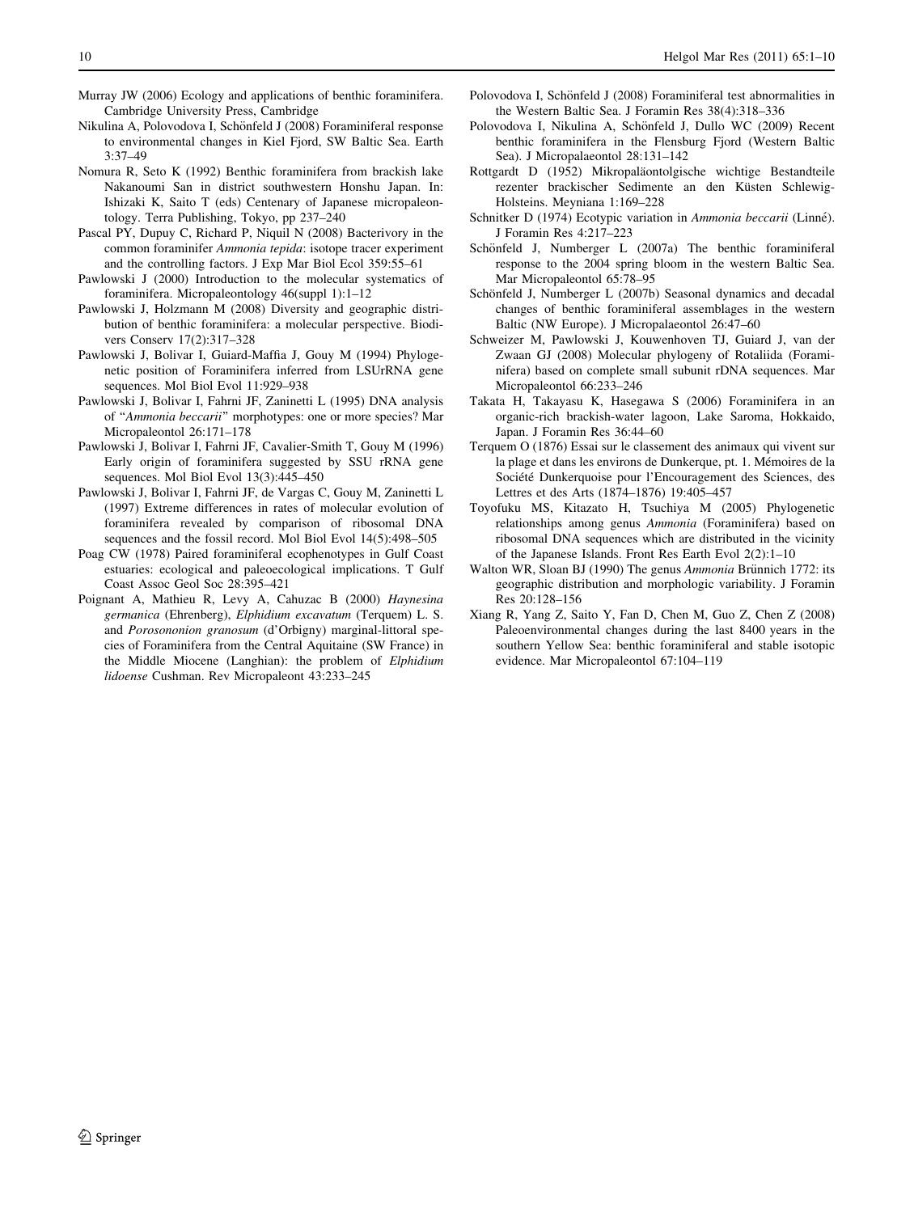Murray JW (2006) Ecology and applications of benthic foraminifera. Cambridge University Press, Cambridge

Nikulina A, Polovodova I, Schönfeld J (2008) Foraminiferal response to environmental changes in Kiel Fjord, SW Baltic Sea. Earth 3:37–49

Nomura R, Seto K (1992) Benthic foraminifera from brackish lake Nakanoumi San in district southwestern Honshu Japan. In: Ishizaki K, Saito T (eds) Centenary of Japanese micropaleontology. Terra Publishing, Tokyo, pp 237–240

Pascal PY, Dupuy C, Richard P, Niquil N (2008) Bacterivory in the common foraminifer *Ammonia tepida*: isotope tracer experiment and the controlling factors. J Exp Mar Biol Ecol 359:55–61

Pawlowski J (2000) Introduction to the molecular systematics of foraminifera. Micropaleontology 46(suppl 1):1–12

Pawlowski J, Holzmann M (2008) Diversity and geographic distribution of benthic foraminifera: a molecular perspective. Biodivers Conserv 17(2):317–328

Pawlowski J, Bolivar I, Guiard-Maffia J, Gouy M (1994) Phylogenetic position of Foraminifera inferred from LSUrRNA gene sequences. Mol Biol Evol 11:929–938

Pawlowski J, Bolivar I, Fahrni JF, Zaninetti L (1995) DNA analysis of "*Ammonia beccarii*" morphotypes: one or more species? Mar Micropaleontol 26:171–178

Pawlowski J, Bolivar I, Fahrni JF, Cavalier-Smith T, Gouy M (1996) Early origin of foraminifera suggested by SSU rRNA gene sequences. Mol Biol Evol 13(3):445–450

Pawlowski J, Bolivar I, Fahrni JF, de Vargas C, Gouy M, Zaninetti L (1997) Extreme differences in rates of molecular evolution of foraminifera revealed by comparison of ribosomal DNA sequences and the fossil record. Mol Biol Evol 14(5):498–505

Poag CW (1978) Paired foraminiferal ecophenotypes in Gulf Coast estuaries: ecological and paleoecological implications. T Gulf Coast Assoc Geol Soc 28:395–421

Poignant A, Mathieu R, Levy A, Cahuzac B (2000) *Haynesina germanica* (Ehrenberg), *Elphidium excavatum* (Terquem) L. S. and *Porosononion granosum* (d'Orbigny) marginal-littoral species of Foraminifera from the Central Aquitaine (SW France) in the Middle Miocene (Langhian): the problem of *Elphidium lidoense* Cushman. Rev Micropaleont 43:233–245

Polovodova I, Schönfeld J (2008) Foraminiferal test abnormalities in the Western Baltic Sea. J Foramin Res 38(4):318–336

Polovodova I, Nikulina A, Schönfeld J, Dullo WC (2009) Recent benthic foraminifera in the Flensburg Fjord (Western Baltic Sea). J Micropalaeontol 28:131–142

Rottgardt D (1952) Mikropaläontolgische wichtige Bestandteile rezenter brackischer Sedimente an den Küsten Schlewig-Holsteins. Meyniana 1:169–228

Schnitker D (1974) Ecotypic variation in *Ammonia beccarii* (Linné). J Foramin Res 4:217–223

Schönfeld J, Numberger L (2007a) The benthic foraminiferal response to the 2004 spring bloom in the western Baltic Sea. Mar Micropaleontol 65:78–95

Schönfeld J, Numberger L (2007b) Seasonal dynamics and decadal changes of benthic foraminiferal assemblages in the western Baltic (NW Europe). J Micropalaeontol 26:47–60

Schweizer M, Pawlowski J, Kouwenhoven TJ, Guiard J, van der Zwaan GJ (2008) Molecular phylogeny of Rotaliida (Foraminifera) based on complete small subunit rDNA sequences. Mar Micropaleontol 66:233–246

Takata H, Takayasu K, Hasegawa S (2006) Foraminifera in an organic-rich brackish-water lagoon, Lake Saroma, Hokkaido, Japan. J Foramin Res 36:44–60

Terquem O (1876) Essai sur le classement des animaux qui vivent sur la plage et dans les environs de Dunkerque, pt. 1. Mémoires de la Société Dunkerquoise pour l'Encouragement des Sciences, des Lettres et des Arts (1874–1876) 19:405–457

Toyofuku MS, Kitazato H, Tsuchiya M (2005) Phylogenetic relationships among genus *Ammonia* (Foraminifera) based on ribosomal DNA sequences which are distributed in the vicinity of the Japanese Islands. Front Res Earth Evol 2(2):1–10

Walton WR, Sloan BJ (1990) The genus *Ammonia* Brünnich 1772: its geographic distribution and morphologic variability. J Foramin Res 20:128–156

Xiang R, Yang Z, Saito Y, Fan D, Chen M, Guo Z, Chen Z (2008) Paleoenvironmental changes during the last 8400 years in the southern Yellow Sea: benthic foraminiferal and stable isotopic evidence. Mar Micropaleontol 67:104–119